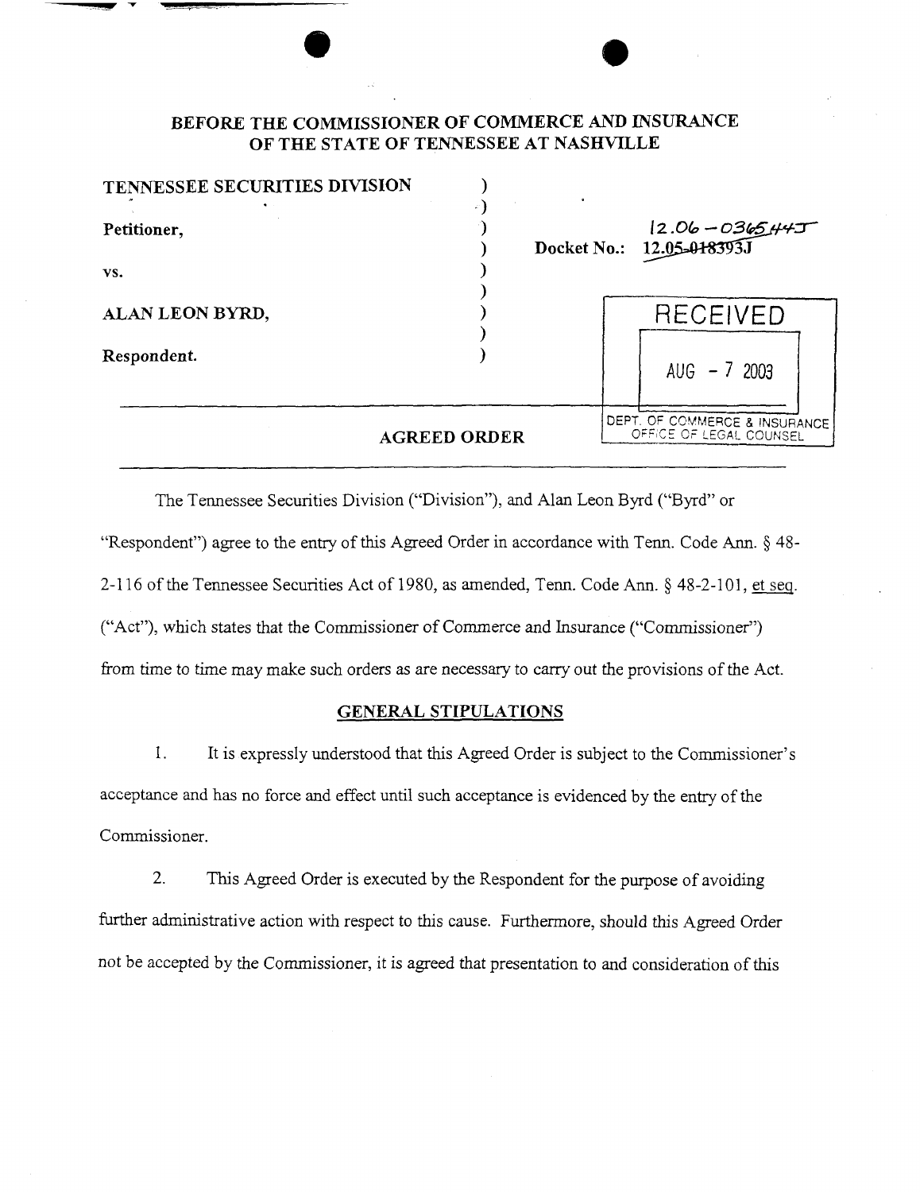**BEFORE THE COMMISSIONER OF COMMERCE AND INSURANCE OF THE STATE OF TENNESSEE AT NASHVILLE**

| | | |
|---|---|---|
| **TENNESSEE SECURITIES DIVISION** | ) | |
| | ) | |
| **Petitioner,** | ) | 12.06-036544J |
| | ) | **Docket No.:** ~~12.05-018393J~~ |
| **vs.** | ) | |
| | ) | |
| **ALAN LEON BYRD,** | ) | |
| | ) | |
| **Respondent.** | ) | |

RECEIVED
AUG - 7 2003
DEPT. OF COMMERCE & INSURANCE
OFFICE OF LEGAL COUNSEL

**AGREED ORDER**

The Tennessee Securities Division ("Division"), and Alan Leon Byrd ("Byrd" or "Respondent") agree to the entry of this Agreed Order in accordance with Tenn. Code Ann. § 48-2-116 of the Tennessee Securities Act of 1980, as amended, Tenn. Code Ann. § 48-2-101, et seq. ("Act"), which states that the Commissioner of Commerce and Insurance ("Commissioner") from time to time may make such orders as are necessary to carry out the provisions of the Act.

**GENERAL STIPULATIONS**

1. It is expressly understood that this Agreed Order is subject to the Commissioner's acceptance and has no force and effect until such acceptance is evidenced by the entry of the Commissioner.

2. This Agreed Order is executed by the Respondent for the purpose of avoiding further administrative action with respect to this cause. Furthermore, should this Agreed Order not be accepted by the Commissioner, it is agreed that presentation to and consideration of this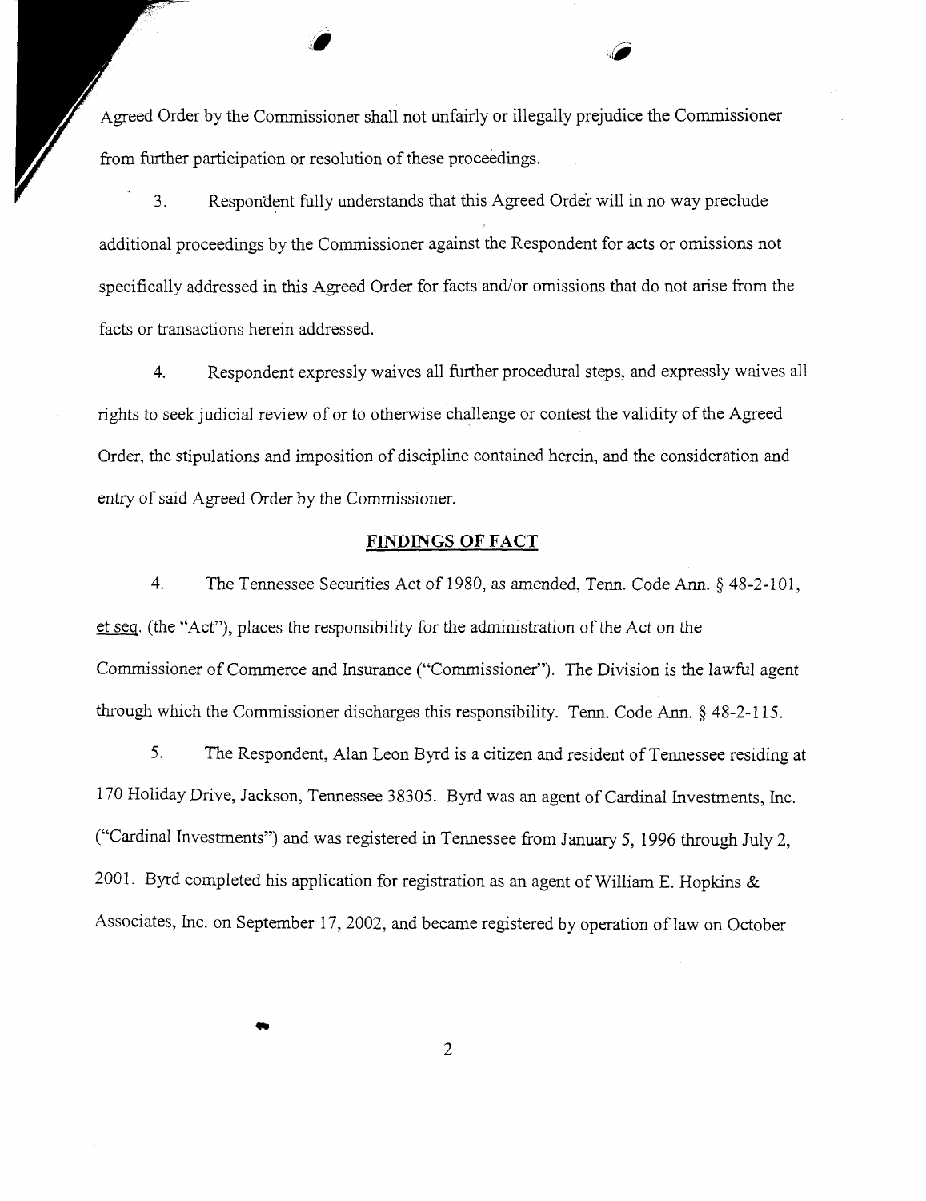Agreed Order by the Commissioner shall not unfairly or illegally prejudice the Commissioner from further participation or resolution of these proceedings.

3. Respondent fully understands that this Agreed Order will in no way preclude additional proceedings by the Commissioner against the Respondent for acts or omissions not specifically addressed in this Agreed Order for facts and/or omissions that do not arise from the facts or transactions herein addressed.

4. Respondent expressly waives all further procedural steps, and expressly waives all rights to seek judicial review of or to otherwise challenge or contest the validity of the Agreed Order, the stipulations and imposition of discipline contained herein, and the consideration and entry of said Agreed Order by the Commissioner.

## FINDINGS OF FACT

4. The Tennessee Securities Act of 1980, as amended, Tenn. Code Ann. § 48-2-101, et seq. (the "Act"), places the responsibility for the administration of the Act on the Commissioner of Commerce and Insurance ("Commissioner"). The Division is the lawful agent through which the Commissioner discharges this responsibility. Tenn. Code Ann. § 48-2-115.

5. The Respondent, Alan Leon Byrd is a citizen and resident of Tennessee residing at 170 Holiday Drive, Jackson, Tennessee 38305. Byrd was an agent of Cardinal Investments, Inc. ("Cardinal Investments") and was registered in Tennessee from January 5, 1996 through July 2, 2001. Byrd completed his application for registration as an agent of William E. Hopkins & Associates, Inc. on September 17, 2002, and became registered by operation of law on October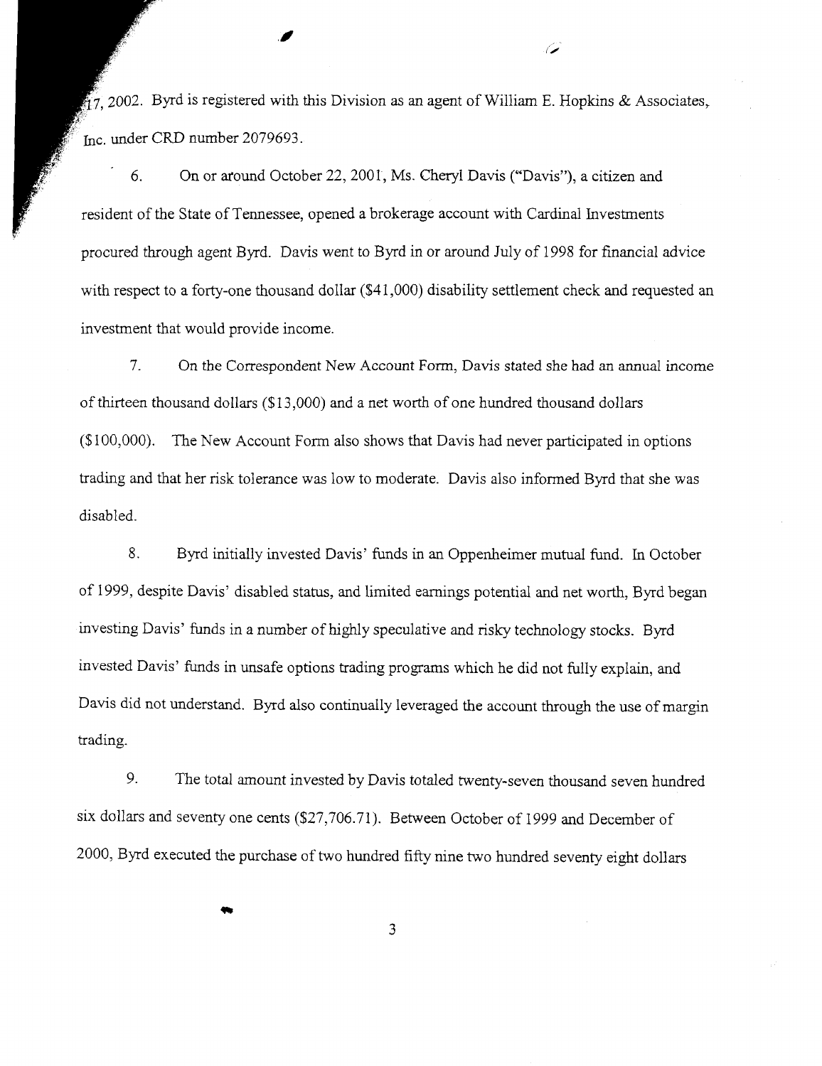17, 2002. Byrd is registered with this Division as an agent of William E. Hopkins & Associates, Inc. under CRD number 2079693.

6. On or around October 22, 2001, Ms. Cheryl Davis ("Davis"), a citizen and resident of the State of Tennessee, opened a brokerage account with Cardinal Investments procured through agent Byrd. Davis went to Byrd in or around July of 1998 for financial advice with respect to a forty-one thousand dollar ($41,000) disability settlement check and requested an investment that would provide income.

7. On the Correspondent New Account Form, Davis stated she had an annual income of thirteen thousand dollars ($13,000) and a net worth of one hundred thousand dollars ($100,000). The New Account Form also shows that Davis had never participated in options trading and that her risk tolerance was low to moderate. Davis also informed Byrd that she was disabled.

8. Byrd initially invested Davis' funds in an Oppenheimer mutual fund. In October of 1999, despite Davis' disabled status, and limited earnings potential and net worth, Byrd began investing Davis' funds in a number of highly speculative and risky technology stocks. Byrd invested Davis' funds in unsafe options trading programs which he did not fully explain, and Davis did not understand. Byrd also continually leveraged the account through the use of margin trading.

9. The total amount invested by Davis totaled twenty-seven thousand seven hundred six dollars and seventy one cents ($27,706.71). Between October of 1999 and December of 2000, Byrd executed the purchase of two hundred fifty nine two hundred seventy eight dollars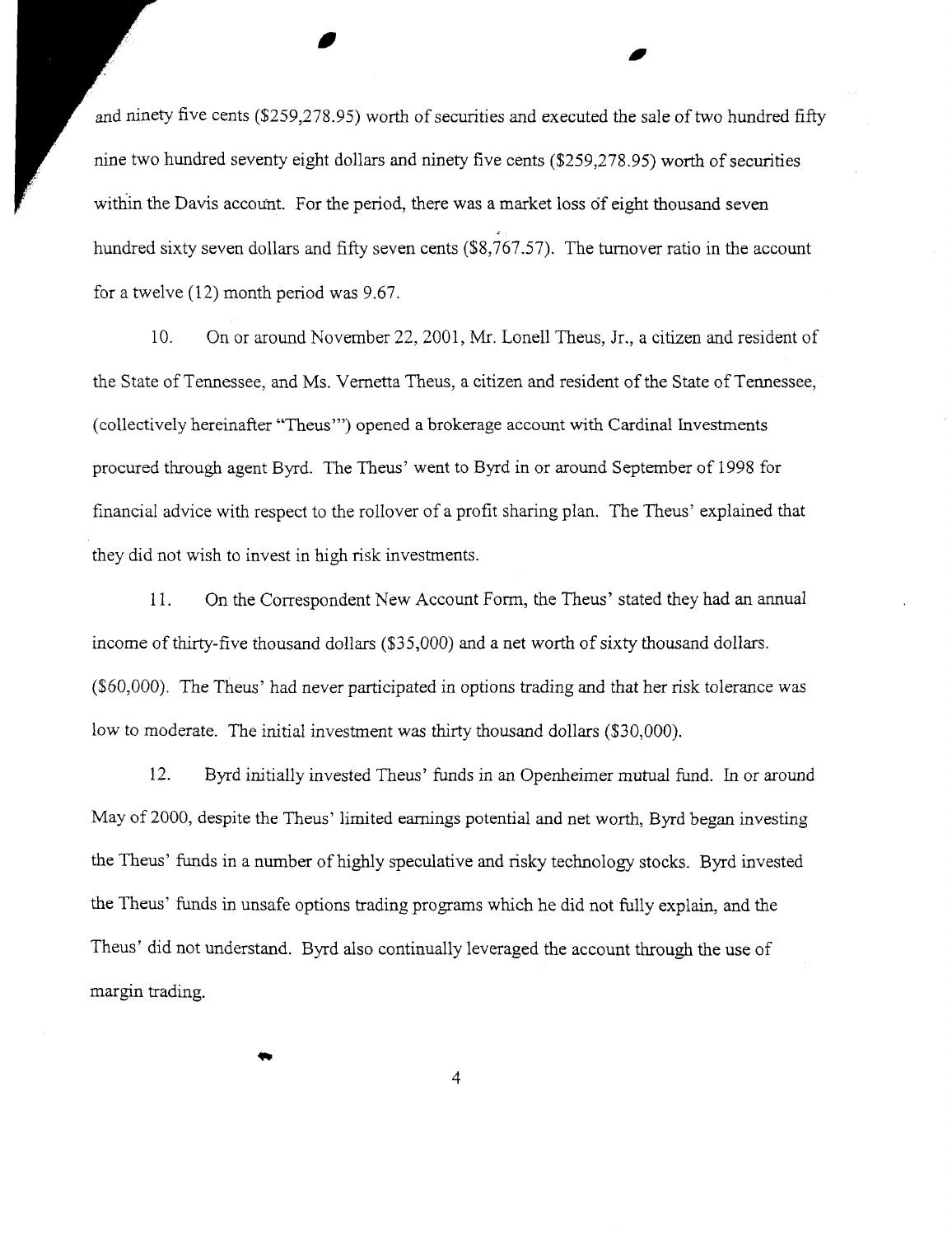and ninety five cents ($259,278.95) worth of securities and executed the sale of two hundred fifty nine two hundred seventy eight dollars and ninety five cents ($259,278.95) worth of securities within the Davis account. For the period, there was a market loss of eight thousand seven hundred sixty seven dollars and fifty seven cents ($8,767.57). The turnover ratio in the account for a twelve (12) month period was 9.67.

10. On or around November 22, 2001, Mr. Lonell Theus, Jr., a citizen and resident of the State of Tennessee, and Ms. Vernetta Theus, a citizen and resident of the State of Tennessee, (collectively hereinafter "Theus'") opened a brokerage account with Cardinal Investments procured through agent Byrd. The Theus' went to Byrd in or around September of 1998 for financial advice with respect to the rollover of a profit sharing plan. The Theus' explained that they did not wish to invest in high risk investments.

11. On the Correspondent New Account Form, the Theus' stated they had an annual income of thirty-five thousand dollars ($35,000) and a net worth of sixty thousand dollars. ($60,000). The Theus' had never participated in options trading and that her risk tolerance was low to moderate. The initial investment was thirty thousand dollars ($30,000).

12. Byrd initially invested Theus' funds in an Openheimer mutual fund. In or around May of 2000, despite the Theus' limited earnings potential and net worth, Byrd began investing the Theus' funds in a number of highly speculative and risky technology stocks. Byrd invested the Theus' funds in unsafe options trading programs which he did not fully explain, and the Theus' did not understand. Byrd also continually leveraged the account through the use of margin trading.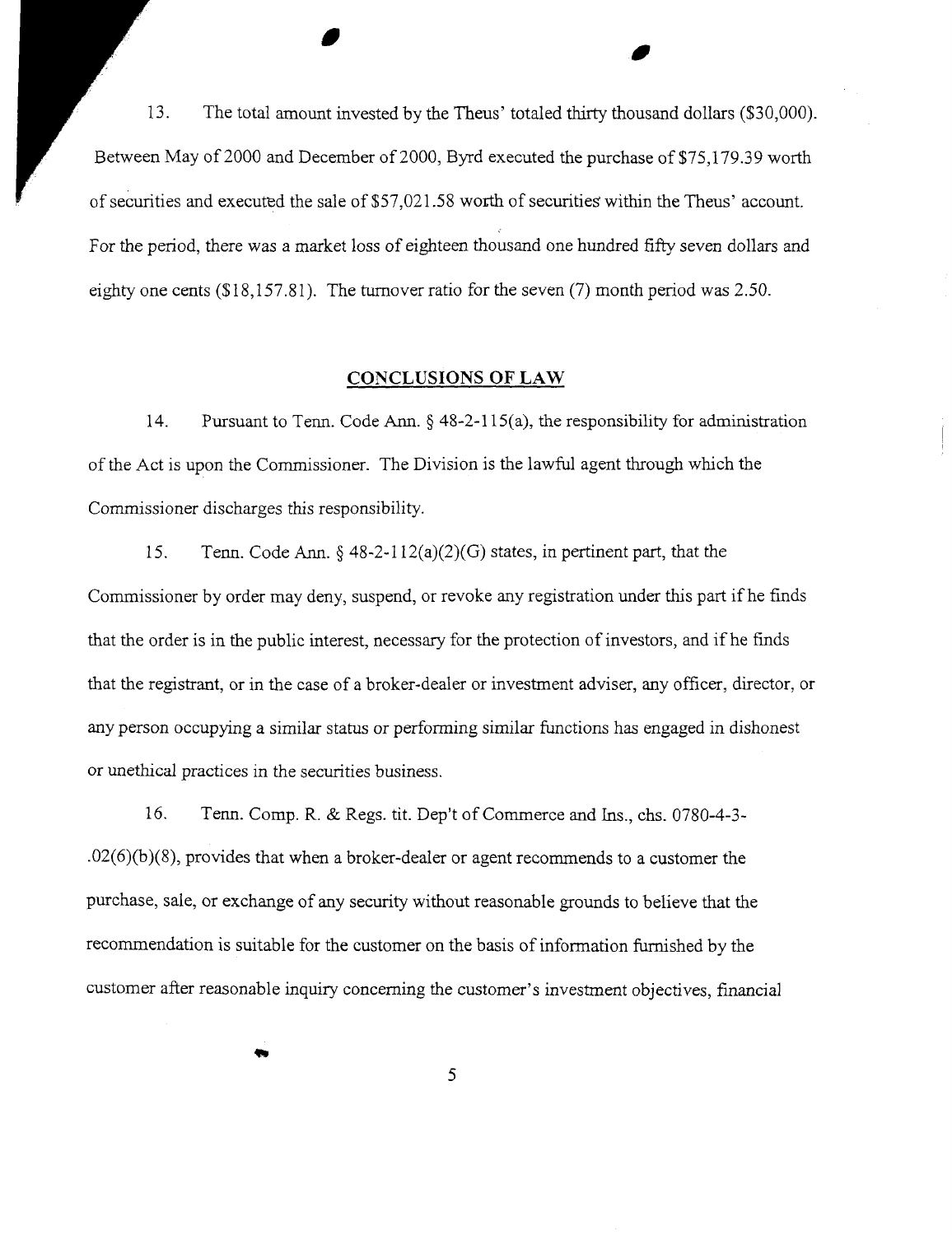13. The total amount invested by the Theus' totaled thirty thousand dollars ($30,000). Between May of 2000 and December of 2000, Byrd executed the purchase of $75,179.39 worth of securities and executed the sale of $57,021.58 worth of securities within the Theus' account. For the period, there was a market loss of eighteen thousand one hundred fifty seven dollars and eighty one cents ($18,157.81). The turnover ratio for the seven (7) month period was 2.50.

## CONCLUSIONS OF LAW

14. Pursuant to Tenn. Code Ann. § 48-2-115(a), the responsibility for administration of the Act is upon the Commissioner. The Division is the lawful agent through which the Commissioner discharges this responsibility.

15. Tenn. Code Ann. § 48-2-112(a)(2)(G) states, in pertinent part, that the Commissioner by order may deny, suspend, or revoke any registration under this part if he finds that the order is in the public interest, necessary for the protection of investors, and if he finds that the registrant, or in the case of a broker-dealer or investment adviser, any officer, director, or any person occupying a similar status or performing similar functions has engaged in dishonest or unethical practices in the securities business.

16. Tenn. Comp. R. & Regs. tit. Dep't of Commerce and Ins., chs. 0780-4-3-.02(6)(b)(8), provides that when a broker-dealer or agent recommends to a customer the purchase, sale, or exchange of any security without reasonable grounds to believe that the recommendation is suitable for the customer on the basis of information furnished by the customer after reasonable inquiry concerning the customer's investment objectives, financial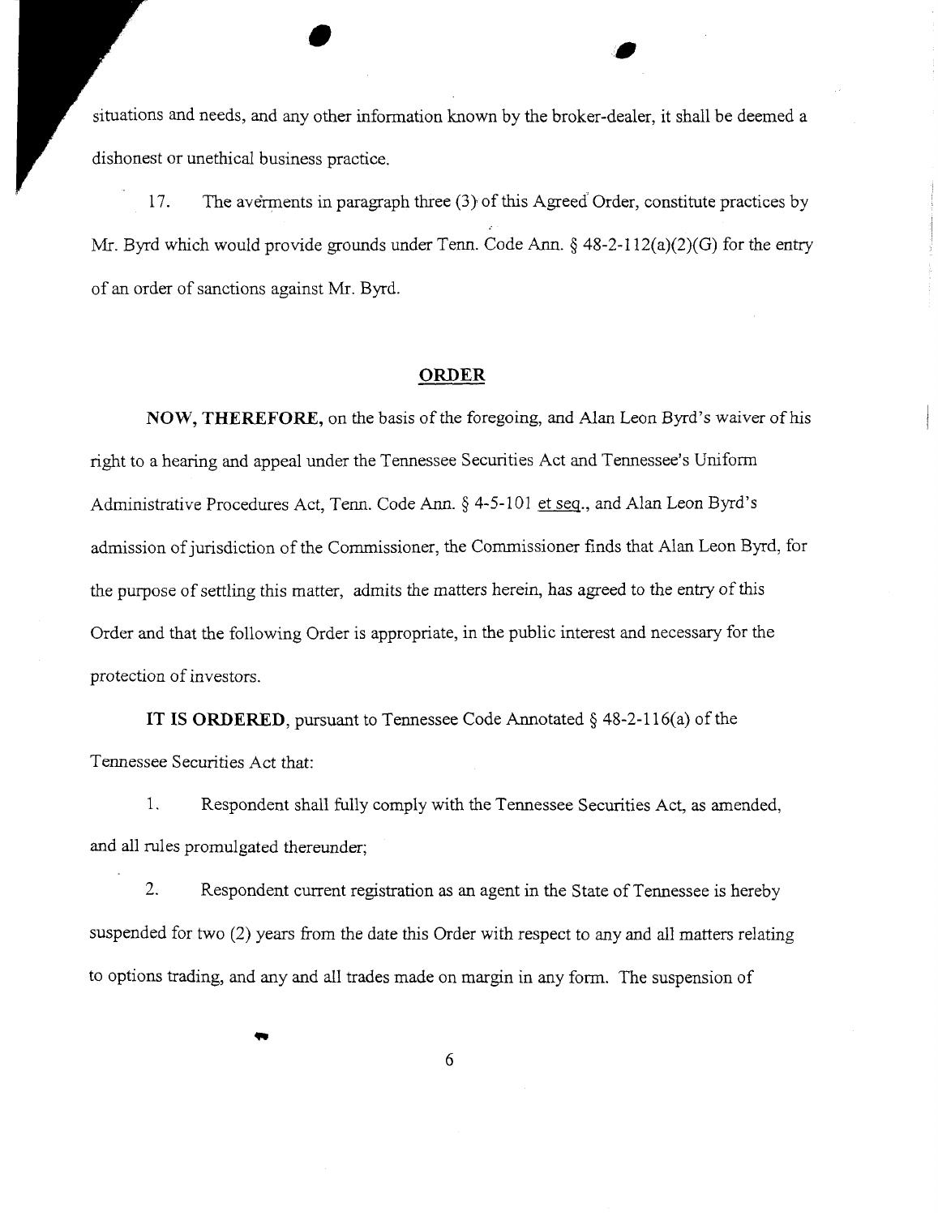situations and needs, and any other information known by the broker-dealer, it shall be deemed a dishonest or unethical business practice.

17. The averments in paragraph three (3) of this Agreed Order, constitute practices by Mr. Byrd which would provide grounds under Tenn. Code Ann. § 48-2-112(a)(2)(G) for the entry of an order of sanctions against Mr. Byrd.

## ORDER

**NOW, THEREFORE,** on the basis of the foregoing, and Alan Leon Byrd's waiver of his right to a hearing and appeal under the Tennessee Securities Act and Tennessee's Uniform Administrative Procedures Act, Tenn. Code Ann. § 4-5-101 et seq., and Alan Leon Byrd's admission of jurisdiction of the Commissioner, the Commissioner finds that Alan Leon Byrd, for the purpose of settling this matter, admits the matters herein, has agreed to the entry of this Order and that the following Order is appropriate, in the public interest and necessary for the protection of investors.

**IT IS ORDERED**, pursuant to Tennessee Code Annotated § 48-2-116(a) of the Tennessee Securities Act that:

1. Respondent shall fully comply with the Tennessee Securities Act, as amended, and all rules promulgated thereunder;

2. Respondent current registration as an agent in the State of Tennessee is hereby suspended for two (2) years from the date this Order with respect to any and all matters relating to options trading, and any and all trades made on margin in any form. The suspension of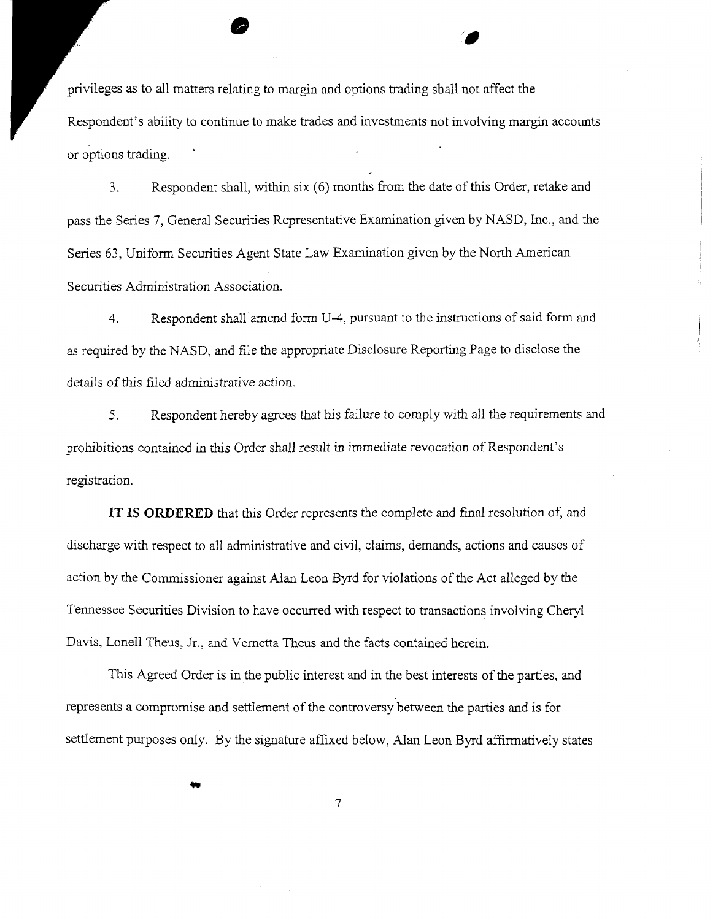privileges as to all matters relating to margin and options trading shall not affect the Respondent's ability to continue to make trades and investments not involving margin accounts or options trading.

3. Respondent shall, within six (6) months from the date of this Order, retake and pass the Series 7, General Securities Representative Examination given by NASD, Inc., and the Series 63, Uniform Securities Agent State Law Examination given by the North American Securities Administration Association.

4. Respondent shall amend form U-4, pursuant to the instructions of said form and as required by the NASD, and file the appropriate Disclosure Reporting Page to disclose the details of this filed administrative action.

5. Respondent hereby agrees that his failure to comply with all the requirements and prohibitions contained in this Order shall result in immediate revocation of Respondent's registration.

**IT IS ORDERED** that this Order represents the complete and final resolution of, and discharge with respect to all administrative and civil, claims, demands, actions and causes of action by the Commissioner against Alan Leon Byrd for violations of the Act alleged by the Tennessee Securities Division to have occurred with respect to transactions involving Cheryl Davis, Lonell Theus, Jr., and Vernetta Theus and the facts contained herein.

This Agreed Order is in the public interest and in the best interests of the parties, and represents a compromise and settlement of the controversy between the parties and is for settlement purposes only. By the signature affixed below, Alan Leon Byrd affirmatively states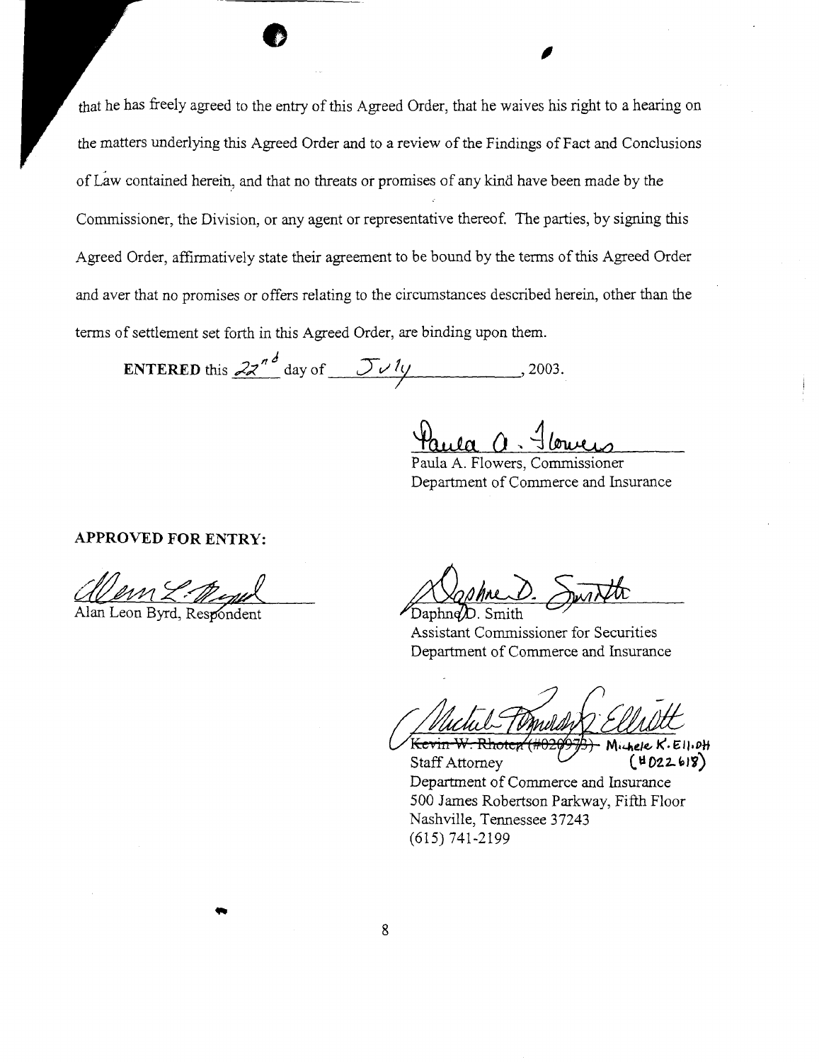that he has freely agreed to the entry of this Agreed Order, that he waives his right to a hearing on the matters underlying this Agreed Order and to a review of the Findings of Fact and Conclusions of Law contained herein, and that no threats or promises of any kind have been made by the Commissioner, the Division, or any agent or representative thereof. The parties, by signing this Agreed Order, affirmatively state their agreement to be bound by the terms of this Agreed Order and aver that no promises or offers relating to the circumstances described herein, other than the terms of settlement set forth in this Agreed Order, are binding upon them.

**ENTERED** this 22nd day of July, 2003.

Paula A. Flowers

Paula A. Flowers, Commissioner
Department of Commerce and Insurance

**APPROVED FOR ENTRY:**

Alan L. Byrd

Alan Leon Byrd, Respondent

Daphne D. Smith

Daphne D. Smith
Assistant Commissioner for Securities
Department of Commerce and Insurance

Michele K. Elliott

~~Kevin W. Rhoten (#020973)~~ Michele K. Elliott (#022618)
Staff Attorney
Department of Commerce and Insurance
500 James Robertson Parkway, Fifth Floor
Nashville, Tennessee 37243
(615) 741-2199